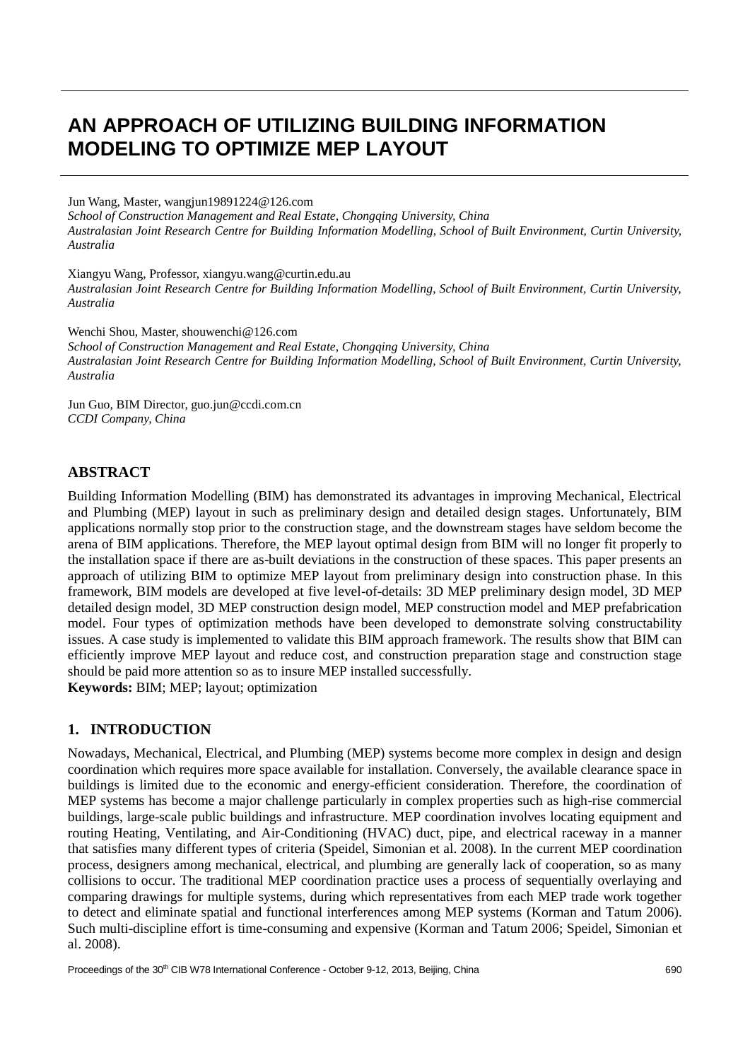# AN APPROACH OF UTILIZING BUILDING INFORMATION MODELING TO OPTIMIZE MEP LAYOUT

Jun Wang, Master, wangjun19891224@126.com
*School of Construction Management and Real Estate, Chongqing University, China*
*Australasian Joint Research Centre for Building Information Modelling, School of Built Environment, Curtin University, Australia*

Xiangyu Wang, Professor, xiangyu.wang@curtin.edu.au
*Australasian Joint Research Centre for Building Information Modelling, School of Built Environment, Curtin University, Australia*

Wenchi Shou, Master, shouwenchi@126.com
*School of Construction Management and Real Estate, Chongqing University, China*
*Australasian Joint Research Centre for Building Information Modelling, School of Built Environment, Curtin University, Australia*

Jun Guo, BIM Director, guo.jun@ccdi.com.cn
*CCDI Company, China*

## ABSTRACT

Building Information Modelling (BIM) has demonstrated its advantages in improving Mechanical, Electrical and Plumbing (MEP) layout in such as preliminary design and detailed design stages. Unfortunately, BIM applications normally stop prior to the construction stage, and the downstream stages have seldom become the arena of BIM applications. Therefore, the MEP layout optimal design from BIM will no longer fit properly to the installation space if there are as-built deviations in the construction of these spaces. This paper presents an approach of utilizing BIM to optimize MEP layout from preliminary design into construction phase. In this framework, BIM models are developed at five level-of-details: 3D MEP preliminary design model, 3D MEP detailed design model, 3D MEP construction design model, MEP construction model and MEP prefabrication model. Four types of optimization methods have been developed to demonstrate solving constructability issues. A case study is implemented to validate this BIM approach framework. The results show that BIM can efficiently improve MEP layout and reduce cost, and construction preparation stage and construction stage should be paid more attention so as to insure MEP installed successfully.

**Keywords:** BIM; MEP; layout; optimization

## 1. INTRODUCTION

Nowadays, Mechanical, Electrical, and Plumbing (MEP) systems become more complex in design and design coordination which requires more space available for installation. Conversely, the available clearance space in buildings is limited due to the economic and energy-efficient consideration. Therefore, the coordination of MEP systems has become a major challenge particularly in complex properties such as high-rise commercial buildings, large-scale public buildings and infrastructure. MEP coordination involves locating equipment and routing Heating, Ventilating, and Air-Conditioning (HVAC) duct, pipe, and electrical raceway in a manner that satisfies many different types of criteria (Speidel, Simonian et al. 2008). In the current MEP coordination process, designers among mechanical, electrical, and plumbing are generally lack of cooperation, so as many collisions to occur. The traditional MEP coordination practice uses a process of sequentially overlaying and comparing drawings for multiple systems, during which representatives from each MEP trade work together to detect and eliminate spatial and functional interferences among MEP systems (Korman and Tatum 2006). Such multi-discipline effort is time-consuming and expensive (Korman and Tatum 2006; Speidel, Simonian et al. 2008).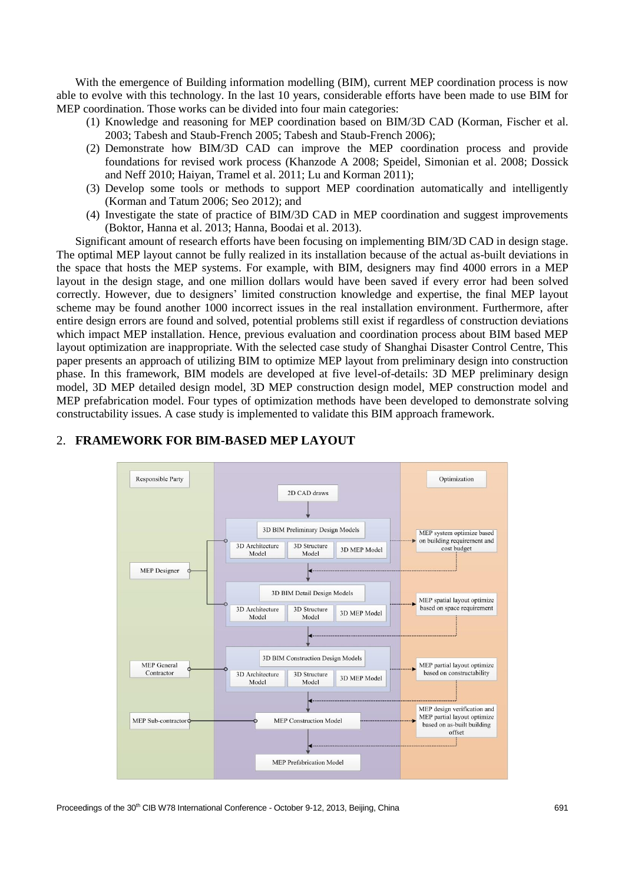With the emergence of Building information modelling (BIM), current MEP coordination process is now able to evolve with this technology. In the last 10 years, considerable efforts have been made to use BIM for MEP coordination. Those works can be divided into four main categories:

(1) Knowledge and reasoning for MEP coordination based on BIM/3D CAD (Korman, Fischer et al. 2003; Tabesh and Staub-French 2005; Tabesh and Staub-French 2006);
(2) Demonstrate how BIM/3D CAD can improve the MEP coordination process and provide foundations for revised work process (Khanzode A 2008; Speidel, Simonian et al. 2008; Dossick and Neff 2010; Haiyan, Tramel et al. 2011; Lu and Korman 2011);
(3) Develop some tools or methods to support MEP coordination automatically and intelligently (Korman and Tatum 2006; Seo 2012); and
(4) Investigate the state of practice of BIM/3D CAD in MEP coordination and suggest improvements (Boktor, Hanna et al. 2013; Hanna, Boodai et al. 2013).

Significant amount of research efforts have been focusing on implementing BIM/3D CAD in design stage. The optimal MEP layout cannot be fully realized in its installation because of the actual as-built deviations in the space that hosts the MEP systems. For example, with BIM, designers may find 4000 errors in a MEP layout in the design stage, and one million dollars would have been saved if every error had been solved correctly. However, due to designers' limited construction knowledge and expertise, the final MEP layout scheme may be found another 1000 incorrect issues in the real installation environment. Furthermore, after entire design errors are found and solved, potential problems still exist if regardless of construction deviations which impact MEP installation. Hence, previous evaluation and coordination process about BIM based MEP layout optimization are inappropriate. With the selected case study of Shanghai Disaster Control Centre, This paper presents an approach of utilizing BIM to optimize MEP layout from preliminary design into construction phase. In this framework, BIM models are developed at five level-of-details: 3D MEP preliminary design model, 3D MEP detailed design model, 3D MEP construction design model, MEP construction model and MEP prefabrication model. Four types of optimization methods have been developed to demonstrate solving constructability issues. A case study is implemented to validate this BIM approach framework.

## 2. FRAMEWORK FOR BIM-BASED MEP LAYOUT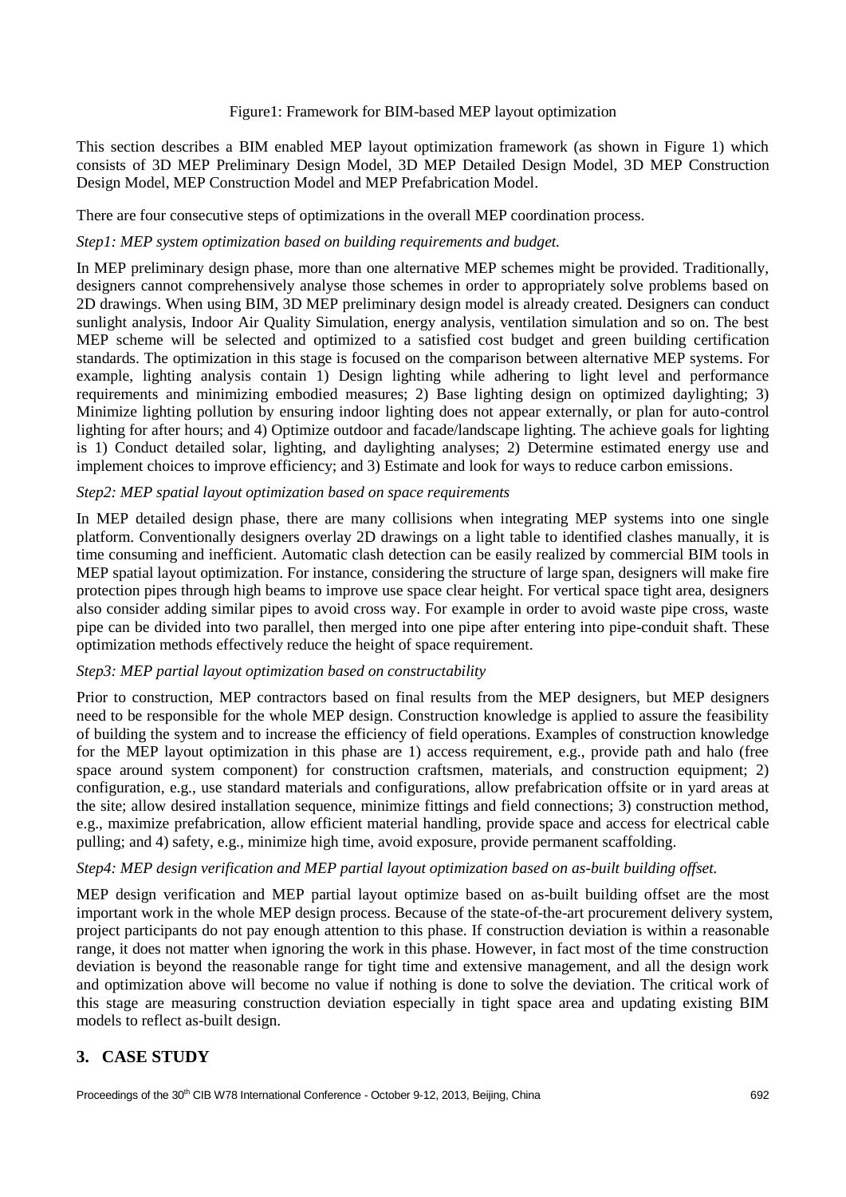Figure1: Framework for BIM-based MEP layout optimization

This section describes a BIM enabled MEP layout optimization framework (as shown in Figure 1) which consists of 3D MEP Preliminary Design Model, 3D MEP Detailed Design Model, 3D MEP Construction Design Model, MEP Construction Model and MEP Prefabrication Model.

There are four consecutive steps of optimizations in the overall MEP coordination process.

*Step1: MEP system optimization based on building requirements and budget.*

In MEP preliminary design phase, more than one alternative MEP schemes might be provided. Traditionally, designers cannot comprehensively analyse those schemes in order to appropriately solve problems based on 2D drawings. When using BIM, 3D MEP preliminary design model is already created. Designers can conduct sunlight analysis, Indoor Air Quality Simulation, energy analysis, ventilation simulation and so on. The best MEP scheme will be selected and optimized to a satisfied cost budget and green building certification standards. The optimization in this stage is focused on the comparison between alternative MEP systems. For example, lighting analysis contain 1) Design lighting while adhering to light level and performance requirements and minimizing embodied measures; 2) Base lighting design on optimized daylighting; 3) Minimize lighting pollution by ensuring indoor lighting does not appear externally, or plan for auto-control lighting for after hours; and 4) Optimize outdoor and facade/landscape lighting. The achieve goals for lighting is 1) Conduct detailed solar, lighting, and daylighting analyses; 2) Determine estimated energy use and implement choices to improve efficiency; and 3) Estimate and look for ways to reduce carbon emissions.

*Step2: MEP spatial layout optimization based on space requirements*

In MEP detailed design phase, there are many collisions when integrating MEP systems into one single platform. Conventionally designers overlay 2D drawings on a light table to identified clashes manually, it is time consuming and inefficient. Automatic clash detection can be easily realized by commercial BIM tools in MEP spatial layout optimization. For instance, considering the structure of large span, designers will make fire protection pipes through high beams to improve use space clear height. For vertical space tight area, designers also consider adding similar pipes to avoid cross way. For example in order to avoid waste pipe cross, waste pipe can be divided into two parallel, then merged into one pipe after entering into pipe-conduit shaft. These optimization methods effectively reduce the height of space requirement.

*Step3: MEP partial layout optimization based on constructability*

Prior to construction, MEP contractors based on final results from the MEP designers, but MEP designers need to be responsible for the whole MEP design. Construction knowledge is applied to assure the feasibility of building the system and to increase the efficiency of field operations. Examples of construction knowledge for the MEP layout optimization in this phase are 1) access requirement, e.g., provide path and halo (free space around system component) for construction craftsmen, materials, and construction equipment; 2) configuration, e.g., use standard materials and configurations, allow prefabrication offsite or in yard areas at the site; allow desired installation sequence, minimize fittings and field connections; 3) construction method, e.g., maximize prefabrication, allow efficient material handling, provide space and access for electrical cable pulling; and 4) safety, e.g., minimize high time, avoid exposure, provide permanent scaffolding.

*Step4: MEP design verification and MEP partial layout optimization based on as-built building offset.*

MEP design verification and MEP partial layout optimize based on as-built building offset are the most important work in the whole MEP design process. Because of the state-of-the-art procurement delivery system, project participants do not pay enough attention to this phase. If construction deviation is within a reasonable range, it does not matter when ignoring the work in this phase. However, in fact most of the time construction deviation is beyond the reasonable range for tight time and extensive management, and all the design work and optimization above will become no value if nothing is done to solve the deviation. The critical work of this stage are measuring construction deviation especially in tight space area and updating existing BIM models to reflect as-built design.

## 3. CASE STUDY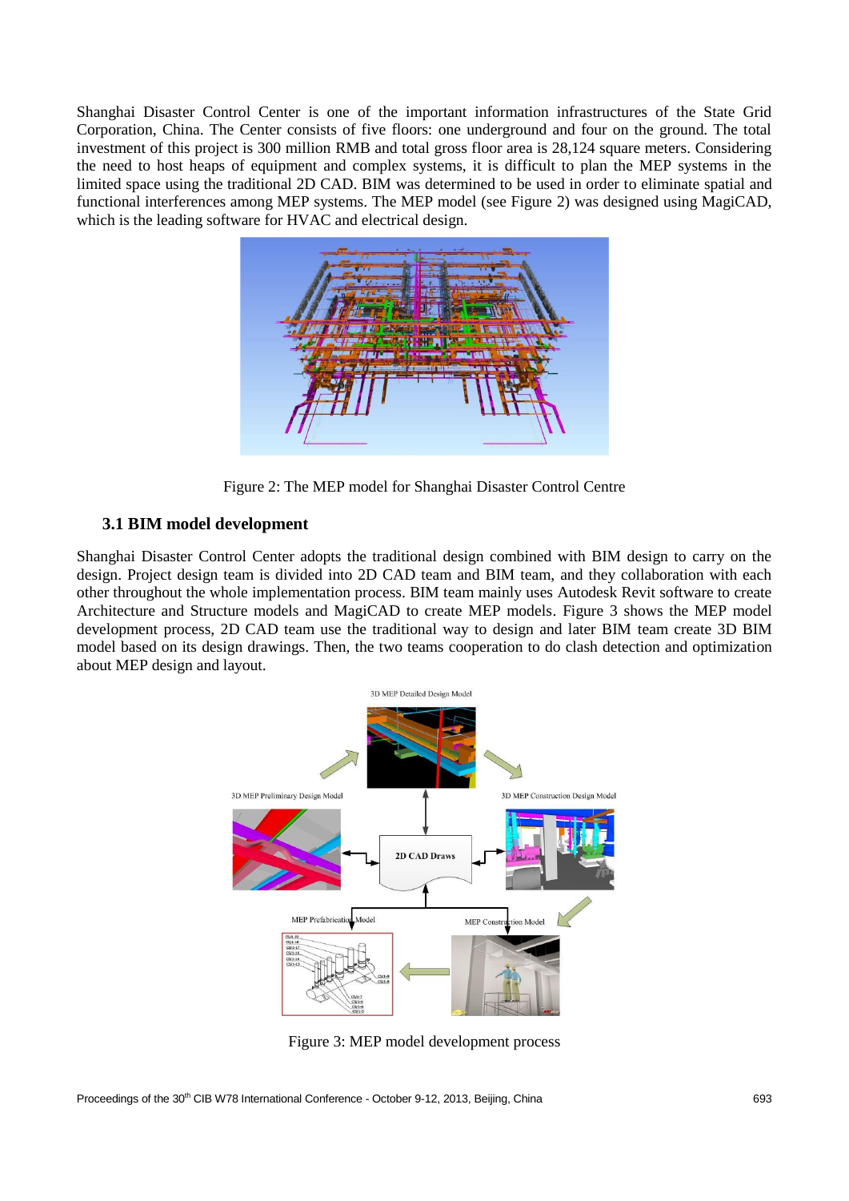Shanghai Disaster Control Center is one of the important information infrastructures of the State Grid Corporation, China. The Center consists of five floors: one underground and four on the ground. The total investment of this project is 300 million RMB and total gross floor area is 28,124 square meters. Considering the need to host heaps of equipment and complex systems, it is difficult to plan the MEP systems in the limited space using the traditional 2D CAD. BIM was determined to be used in order to eliminate spatial and functional interferences among MEP systems. The MEP model (see Figure 2) was designed using MagiCAD, which is the leading software for HVAC and electrical design.

Figure 2: The MEP model for Shanghai Disaster Control Centre

### 3.1 BIM model development

Shanghai Disaster Control Center adopts the traditional design combined with BIM design to carry on the design. Project design team is divided into 2D CAD team and BIM team, and they collaboration with each other throughout the whole implementation process. BIM team mainly uses Autodesk Revit software to create Architecture and Structure models and MagiCAD to create MEP models. Figure 3 shows the MEP model development process, 2D CAD team use the traditional way to design and later BIM team create 3D BIM model based on its design drawings. Then, the two teams cooperation to do clash detection and optimization about MEP design and layout.

Figure 3: MEP model development process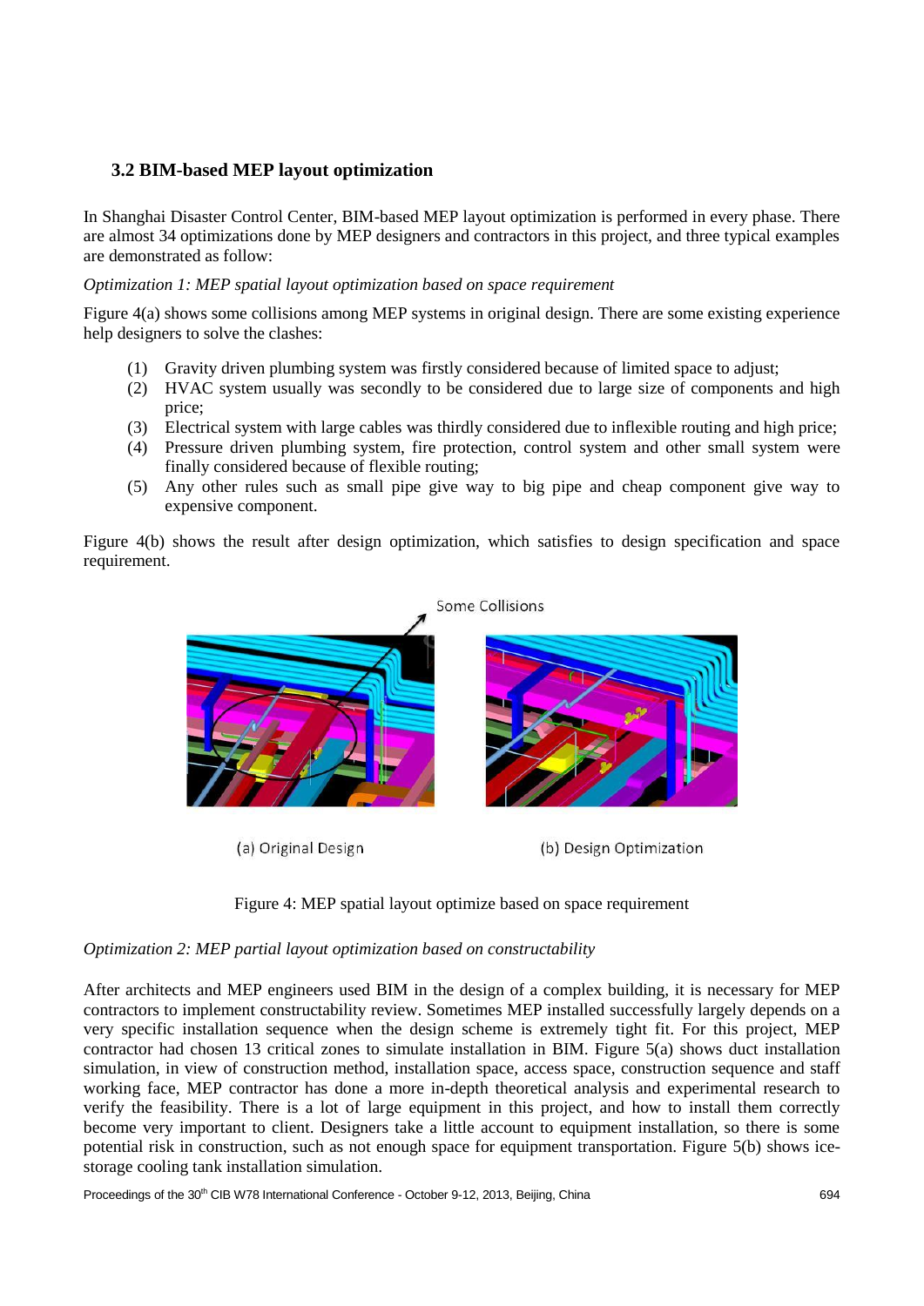### 3.2 BIM-based MEP layout optimization

In Shanghai Disaster Control Center, BIM-based MEP layout optimization is performed in every phase. There are almost 34 optimizations done by MEP designers and contractors in this project, and three typical examples are demonstrated as follow:

*Optimization 1: MEP spatial layout optimization based on space requirement*

Figure 4(a) shows some collisions among MEP systems in original design. There are some existing experience help designers to solve the clashes:

(1) Gravity driven plumbing system was firstly considered because of limited space to adjust;
(2) HVAC system usually was secondly to be considered due to large size of components and high price;
(3) Electrical system with large cables was thirdly considered due to inflexible routing and high price;
(4) Pressure driven plumbing system, fire protection, control system and other small system were finally considered because of flexible routing;
(5) Any other rules such as small pipe give way to big pipe and cheap component give way to expensive component.

Figure 4(b) shows the result after design optimization, which satisfies to design specification and space requirement.

Some Collisions

(a) Original Design

(b) Design Optimization

Figure 4: MEP spatial layout optimize based on space requirement

*Optimization 2: MEP partial layout optimization based on constructability*

After architects and MEP engineers used BIM in the design of a complex building, it is necessary for MEP contractors to implement constructability review. Sometimes MEP installed successfully largely depends on a very specific installation sequence when the design scheme is extremely tight fit. For this project, MEP contractor had chosen 13 critical zones to simulate installation in BIM. Figure 5(a) shows duct installation simulation, in view of construction method, installation space, access space, construction sequence and staff working face, MEP contractor has done a more in-depth theoretical analysis and experimental research to verify the feasibility. There is a lot of large equipment in this project, and how to install them correctly become very important to client. Designers take a little account to equipment installation, so there is some potential risk in construction, such as not enough space for equipment transportation. Figure 5(b) shows ice-storage cooling tank installation simulation.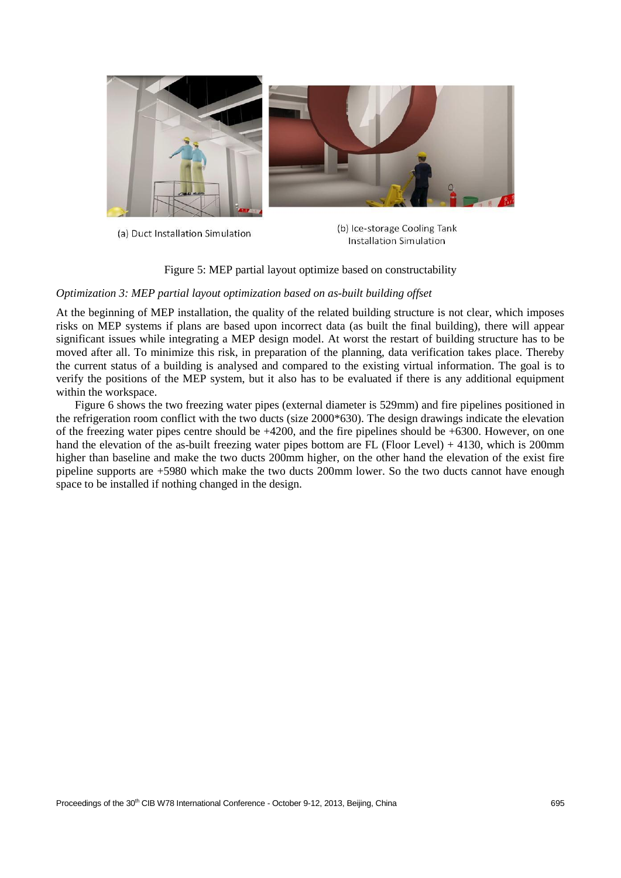(a) Duct Installation Simulation

(b) Ice-storage Cooling Tank Installation Simulation

Figure 5: MEP partial layout optimize based on constructability

*Optimization 3: MEP partial layout optimization based on as-built building offset*

At the beginning of MEP installation, the quality of the related building structure is not clear, which imposes risks on MEP systems if plans are based upon incorrect data (as built the final building), there will appear significant issues while integrating a MEP design model. At worst the restart of building structure has to be moved after all. To minimize this risk, in preparation of the planning, data verification takes place. Thereby the current status of a building is analysed and compared to the existing virtual information. The goal is to verify the positions of the MEP system, but it also has to be evaluated if there is any additional equipment within the workspace.

Figure 6 shows the two freezing water pipes (external diameter is 529mm) and fire pipelines positioned in the refrigeration room conflict with the two ducts (size 2000*630). The design drawings indicate the elevation of the freezing water pipes centre should be +4200, and the fire pipelines should be +6300. However, on one hand the elevation of the as-built freezing water pipes bottom are FL (Floor Level) + 4130, which is 200mm higher than baseline and make the two ducts 200mm higher, on the other hand the elevation of the exist fire pipeline supports are +5980 which make the two ducts 200mm lower. So the two ducts cannot have enough space to be installed if nothing changed in the design.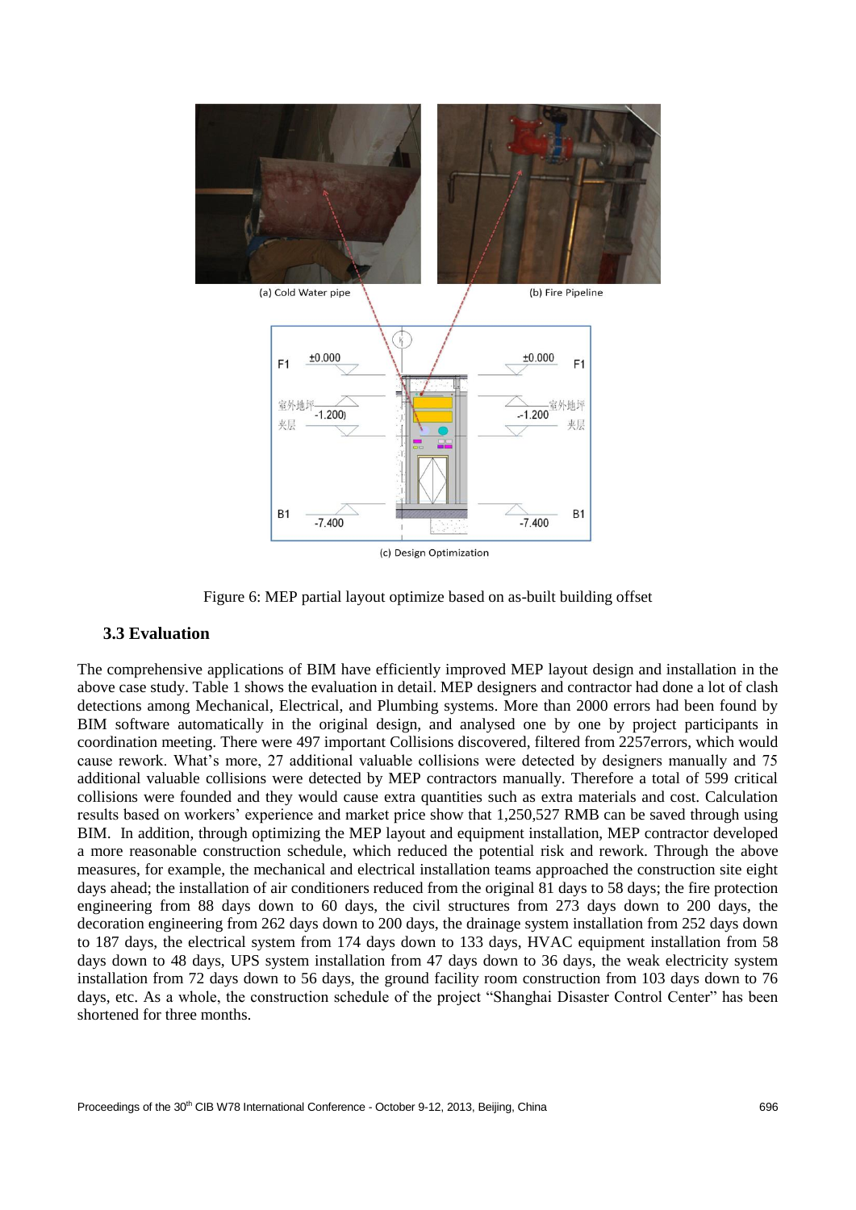(a) Cold Water pipe

(b) Fire Pipeline

(c) Design Optimization

Figure 6: MEP partial layout optimize based on as-built building offset

### 3.3 Evaluation

The comprehensive applications of BIM have efficiently improved MEP layout design and installation in the above case study. Table 1 shows the evaluation in detail. MEP designers and contractor had done a lot of clash detections among Mechanical, Electrical, and Plumbing systems. More than 2000 errors had been found by BIM software automatically in the original design, and analysed one by one by project participants in coordination meeting. There were 497 important Collisions discovered, filtered from 2257errors, which would cause rework. What's more, 27 additional valuable collisions were detected by designers manually and 75 additional valuable collisions were detected by MEP contractors manually. Therefore a total of 599 critical collisions were founded and they would cause extra quantities such as extra materials and cost. Calculation results based on workers' experience and market price show that 1,250,527 RMB can be saved through using BIM. In addition, through optimizing the MEP layout and equipment installation, MEP contractor developed a more reasonable construction schedule, which reduced the potential risk and rework. Through the above measures, for example, the mechanical and electrical installation teams approached the construction site eight days ahead; the installation of air conditioners reduced from the original 81 days to 58 days; the fire protection engineering from 88 days down to 60 days, the civil structures from 273 days down to 200 days, the decoration engineering from 262 days down to 200 days, the drainage system installation from 252 days down to 187 days, the electrical system from 174 days down to 133 days, HVAC equipment installation from 58 days down to 48 days, UPS system installation from 47 days down to 36 days, the weak electricity system installation from 72 days down to 56 days, the ground facility room construction from 103 days down to 76 days, etc. As a whole, the construction schedule of the project "Shanghai Disaster Control Center" has been shortened for three months.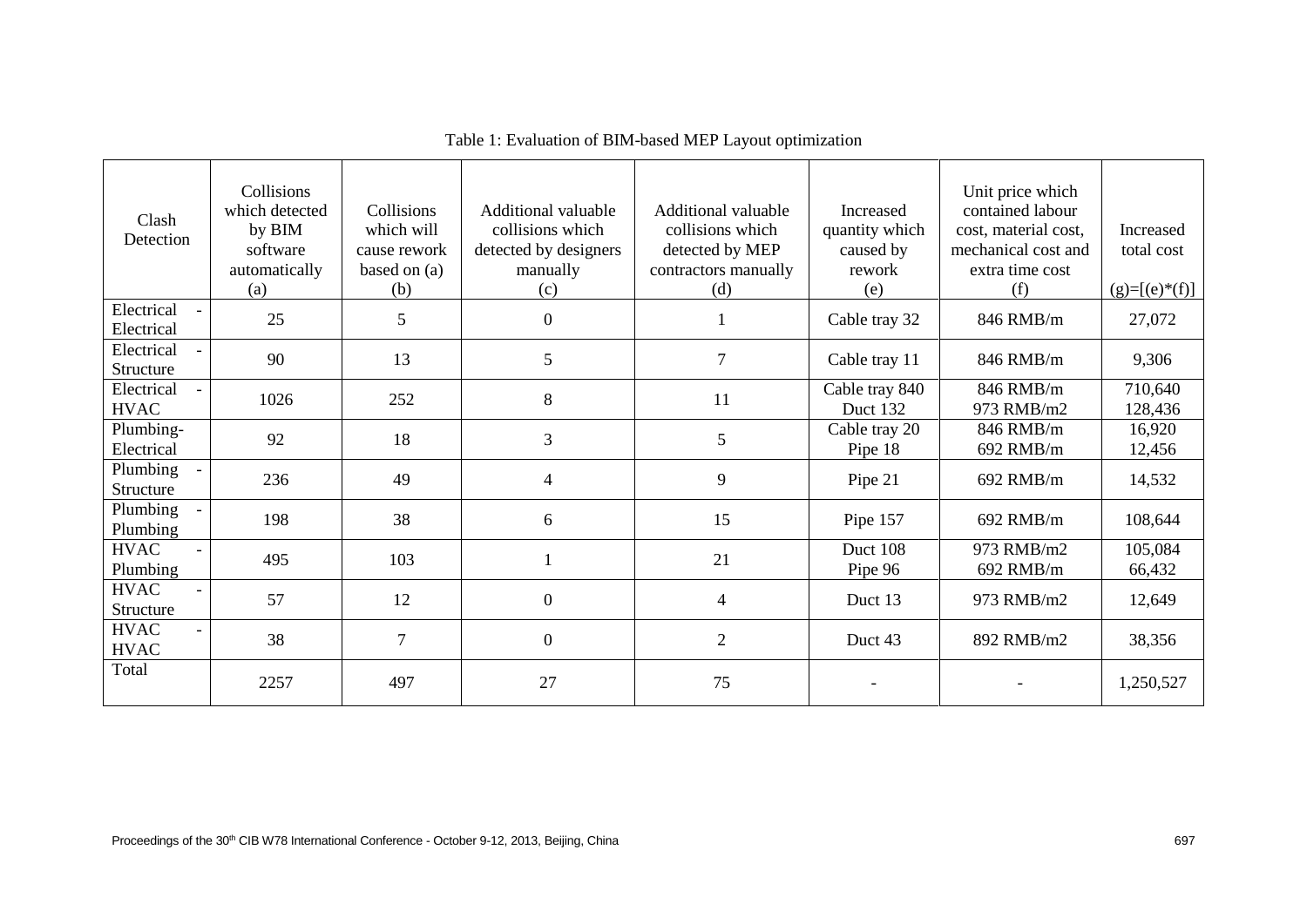Table 1: Evaluation of BIM-based MEP Layout optimization

| Clash Detection | Collisions which detected by BIM software automatically (a) | Collisions which will cause rework based on (a) (b) | Additional valuable collisions which detected by designers manually (c) | Additional valuable collisions which detected by MEP contractors manually (d) | Increased quantity which caused by rework (e) | Unit price which contained labour cost, material cost, mechanical cost and extra time cost (f) | Increased total cost (g)=[(e)*(f)] |
|---|---|---|---|---|---|---|---|
| Electrical - Electrical | 25 | 5 | 0 | 1 | Cable tray 32 | 846 RMB/m | 27,072 |
| Electrical - Structure | 90 | 13 | 5 | 7 | Cable tray 11 | 846 RMB/m | 9,306 |
| Electrical - HVAC | 1026 | 252 | 8 | 11 | Cable tray 840<br>Duct 132 | 846 RMB/m<br>973 RMB/m2 | 710,640<br>128,436 |
| Plumbing-Electrical | 92 | 18 | 3 | 5 | Cable tray 20<br>Pipe 18 | 846 RMB/m<br>692 RMB/m | 16,920<br>12,456 |
| Plumbing - Structure | 236 | 49 | 4 | 9 | Pipe 21 | 692 RMB/m | 14,532 |
| Plumbing - Plumbing | 198 | 38 | 6 | 15 | Pipe 157 | 692 RMB/m | 108,644 |
| HVAC - Plumbing | 495 | 103 | 1 | 21 | Duct 108<br>Pipe 96 | 973 RMB/m2<br>692 RMB/m | 105,084<br>66,432 |
| HVAC - Structure | 57 | 12 | 0 | 4 | Duct 13 | 973 RMB/m2 | 12,649 |
| HVAC - HVAC | 38 | 7 | 0 | 2 | Duct 43 | 892 RMB/m2 | 38,356 |
| Total | 2257 | 497 | 27 | 75 | - | - | 1,250,527 |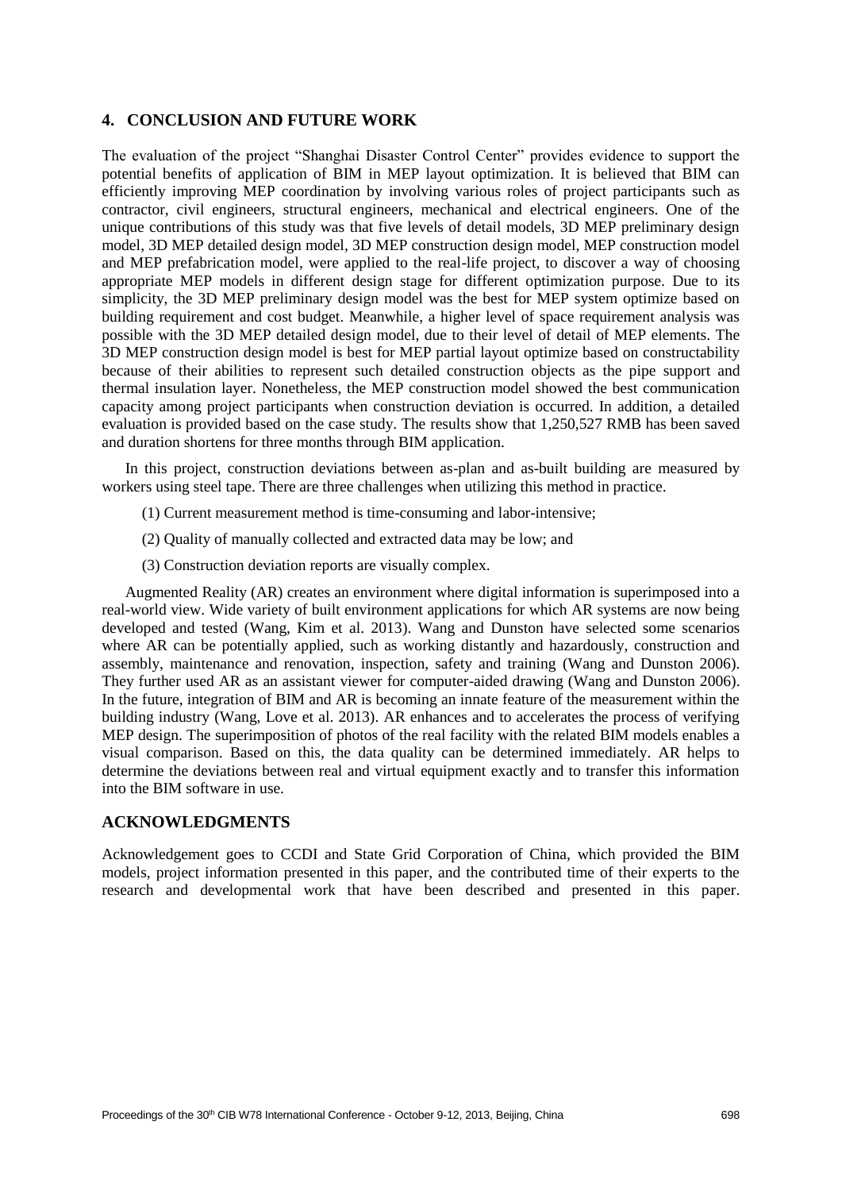## 4. CONCLUSION AND FUTURE WORK

The evaluation of the project "Shanghai Disaster Control Center" provides evidence to support the potential benefits of application of BIM in MEP layout optimization. It is believed that BIM can efficiently improving MEP coordination by involving various roles of project participants such as contractor, civil engineers, structural engineers, mechanical and electrical engineers. One of the unique contributions of this study was that five levels of detail models, 3D MEP preliminary design model, 3D MEP detailed design model, 3D MEP construction design model, MEP construction model and MEP prefabrication model, were applied to the real-life project, to discover a way of choosing appropriate MEP models in different design stage for different optimization purpose. Due to its simplicity, the 3D MEP preliminary design model was the best for MEP system optimize based on building requirement and cost budget. Meanwhile, a higher level of space requirement analysis was possible with the 3D MEP detailed design model, due to their level of detail of MEP elements. The 3D MEP construction design model is best for MEP partial layout optimize based on constructability because of their abilities to represent such detailed construction objects as the pipe support and thermal insulation layer. Nonetheless, the MEP construction model showed the best communication capacity among project participants when construction deviation is occurred. In addition, a detailed evaluation is provided based on the case study. The results show that 1,250,527 RMB has been saved and duration shortens for three months through BIM application.

In this project, construction deviations between as-plan and as-built building are measured by workers using steel tape. There are three challenges when utilizing this method in practice.

(1) Current measurement method is time-consuming and labor-intensive;

(2) Quality of manually collected and extracted data may be low; and

(3) Construction deviation reports are visually complex.

Augmented Reality (AR) creates an environment where digital information is superimposed into a real-world view. Wide variety of built environment applications for which AR systems are now being developed and tested (Wang, Kim et al. 2013). Wang and Dunston have selected some scenarios where AR can be potentially applied, such as working distantly and hazardously, construction and assembly, maintenance and renovation, inspection, safety and training (Wang and Dunston 2006). They further used AR as an assistant viewer for computer-aided drawing (Wang and Dunston 2006). In the future, integration of BIM and AR is becoming an innate feature of the measurement within the building industry (Wang, Love et al. 2013). AR enhances and to accelerates the process of verifying MEP design. The superimposition of photos of the real facility with the related BIM models enables a visual comparison. Based on this, the data quality can be determined immediately. AR helps to determine the deviations between real and virtual equipment exactly and to transfer this information into the BIM software in use.

## ACKNOWLEDGMENTS

Acknowledgement goes to CCDI and State Grid Corporation of China, which provided the BIM models, project information presented in this paper, and the contributed time of their experts to the research and developmental work that have been described and presented in this paper.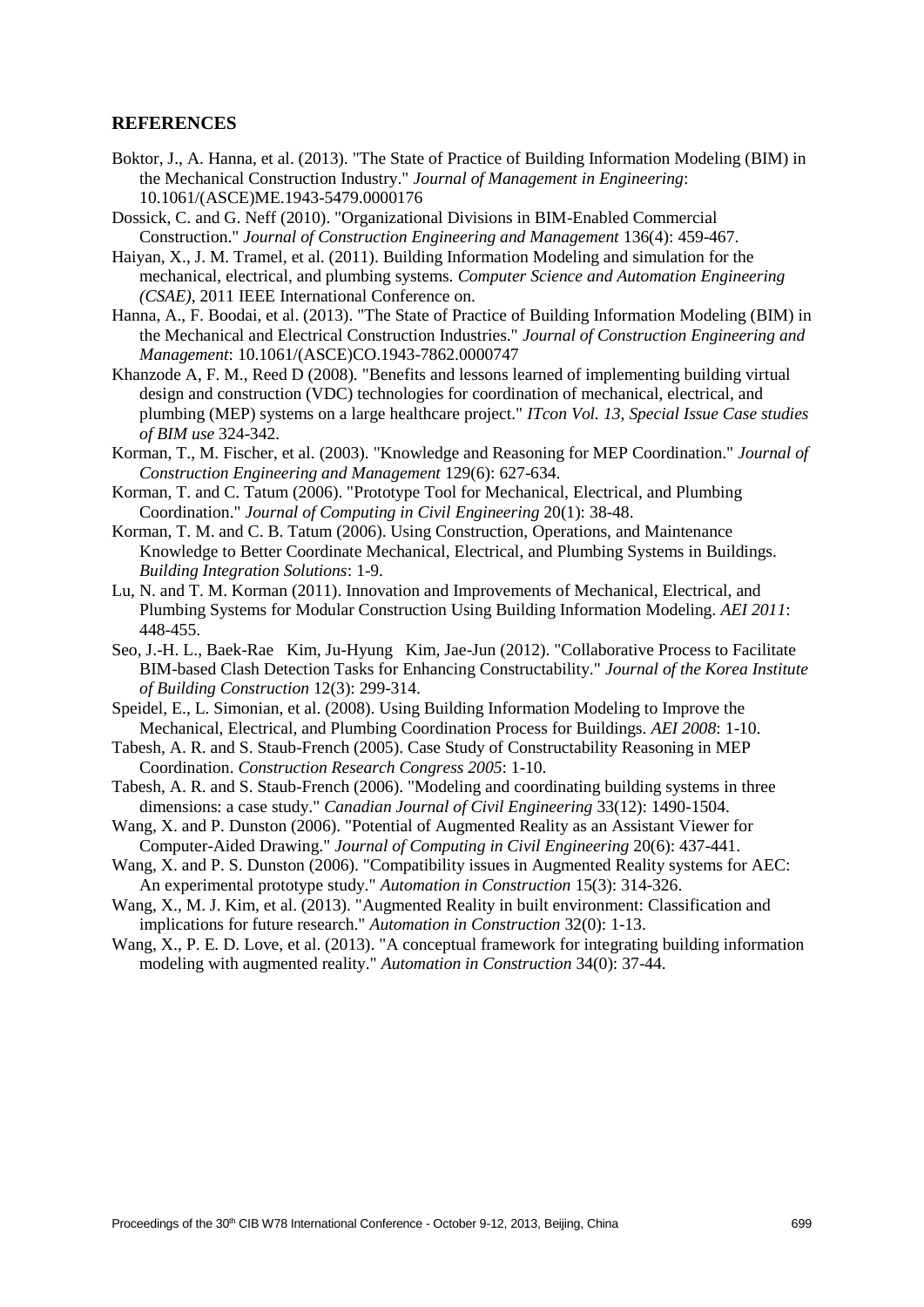## REFERENCES

Boktor, J., A. Hanna, et al. (2013). "The State of Practice of Building Information Modeling (BIM) in the Mechanical Construction Industry." *Journal of Management in Engineering*: 10.1061/(ASCE)ME.1943-5479.0000176

Dossick, C. and G. Neff (2010). "Organizational Divisions in BIM-Enabled Commercial Construction." *Journal of Construction Engineering and Management* 136(4): 459-467.

Haiyan, X., J. M. Tramel, et al. (2011). Building Information Modeling and simulation for the mechanical, electrical, and plumbing systems. *Computer Science and Automation Engineering (CSAE)*, 2011 IEEE International Conference on.

Hanna, A., F. Boodai, et al. (2013). "The State of Practice of Building Information Modeling (BIM) in the Mechanical and Electrical Construction Industries." *Journal of Construction Engineering and Management*: 10.1061/(ASCE)CO.1943-7862.0000747

Khanzode A, F. M., Reed D (2008). "Benefits and lessons learned of implementing building virtual design and construction (VDC) technologies for coordination of mechanical, electrical, and plumbing (MEP) systems on a large healthcare project." *ITcon Vol. 13, Special Issue Case studies of BIM use* 324-342.

Korman, T., M. Fischer, et al. (2003). "Knowledge and Reasoning for MEP Coordination." *Journal of Construction Engineering and Management* 129(6): 627-634.

Korman, T. and C. Tatum (2006). "Prototype Tool for Mechanical, Electrical, and Plumbing Coordination." *Journal of Computing in Civil Engineering* 20(1): 38-48.

Korman, T. M. and C. B. Tatum (2006). Using Construction, Operations, and Maintenance Knowledge to Better Coordinate Mechanical, Electrical, and Plumbing Systems in Buildings. *Building Integration Solutions*: 1-9.

Lu, N. and T. M. Korman (2011). Innovation and Improvements of Mechanical, Electrical, and Plumbing Systems for Modular Construction Using Building Information Modeling. *AEI 2011*: 448-455.

Seo, J.-H. L., Baek-Rae Kim, Ju-Hyung Kim, Jae-Jun (2012). "Collaborative Process to Facilitate BIM-based Clash Detection Tasks for Enhancing Constructability." *Journal of the Korea Institute of Building Construction* 12(3): 299-314.

Speidel, E., L. Simonian, et al. (2008). Using Building Information Modeling to Improve the Mechanical, Electrical, and Plumbing Coordination Process for Buildings. *AEI 2008*: 1-10.

Tabesh, A. R. and S. Staub-French (2005). Case Study of Constructability Reasoning in MEP Coordination. *Construction Research Congress 2005*: 1-10.

Tabesh, A. R. and S. Staub-French (2006). "Modeling and coordinating building systems in three dimensions: a case study." *Canadian Journal of Civil Engineering* 33(12): 1490-1504.

Wang, X. and P. Dunston (2006). "Potential of Augmented Reality as an Assistant Viewer for Computer-Aided Drawing." *Journal of Computing in Civil Engineering* 20(6): 437-441.

Wang, X. and P. S. Dunston (2006). "Compatibility issues in Augmented Reality systems for AEC: An experimental prototype study." *Automation in Construction* 15(3): 314-326.

Wang, X., M. J. Kim, et al. (2013). "Augmented Reality in built environment: Classification and implications for future research." *Automation in Construction* 32(0): 1-13.

Wang, X., P. E. D. Love, et al. (2013). "A conceptual framework for integrating building information modeling with augmented reality." *Automation in Construction* 34(0): 37-44.